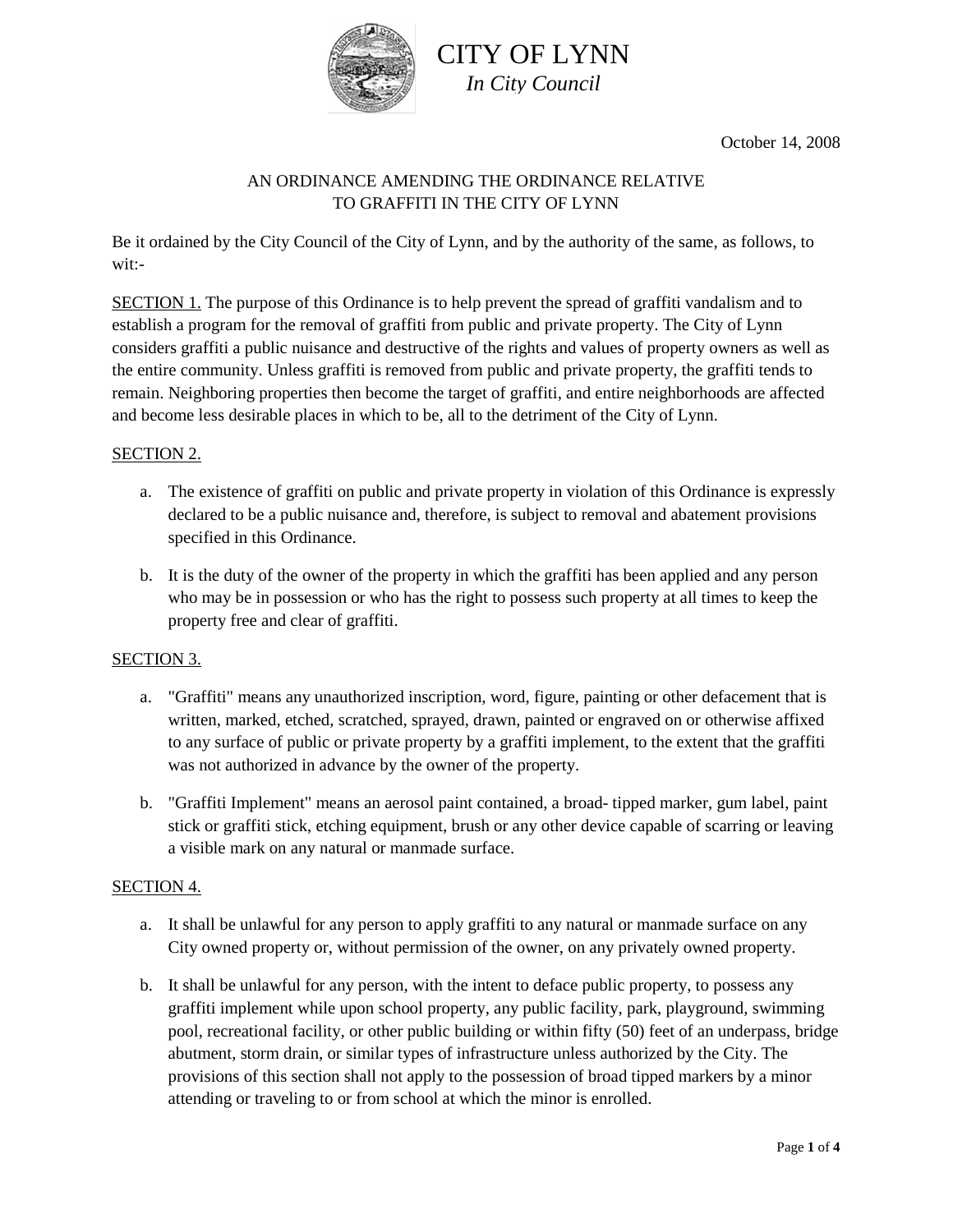# CITY OF LYNN

*In City Council*

October 14, 2008

## AN ORDINANCE AMENDING THE ORDINANCE RELATIVE TO GRAFFITI IN THE CITY OF LYNN

Be it ordained by the City Council of the City of Lynn, and by the authority of the same, as follows, to wit:-

SECTION 1. The purpose of this Ordinance is to help prevent the spread of graffiti vandalism and to establish a program for the removal of graffiti from public and private property. The City of Lynn considers graffiti a public nuisance and destructive of the rights and values of property owners as well as the entire community. Unless graffiti is removed from public and private property, the graffiti tends to remain. Neighboring properties then become the target of graffiti, and entire neighborhoods are affected and become less desirable places in which to be, all to the detriment of the City of Lynn.

SECTION 2.

a. The existence of graffiti on public and private property in violation of this Ordinance is expressly declared to be a public nuisance and, therefore, is subject to removal and abatement provisions specified in this Ordinance.

b. It is the duty of the owner of the property in which the graffiti has been applied and any person who may be in possession or who has the right to possess such property at all times to keep the property free and clear of graffiti.

SECTION 3.

a. "Graffiti" means any unauthorized inscription, word, figure, painting or other defacement that is written, marked, etched, scratched, sprayed, drawn, painted or engraved on or otherwise affixed to any surface of public or private property by a graffiti implement, to the extent that the graffiti was not authorized in advance by the owner of the property.

b. "Graffiti Implement" means an aerosol paint contained, a broad- tipped marker, gum label, paint stick or graffiti stick, etching equipment, brush or any other device capable of scarring or leaving a visible mark on any natural or manmade surface.

SECTION 4.

a. It shall be unlawful for any person to apply graffiti to any natural or manmade surface on any City owned property or, without permission of the owner, on any privately owned property.

b. It shall be unlawful for any person, with the intent to deface public property, to possess any graffiti implement while upon school property, any public facility, park, playground, swimming pool, recreational facility, or other public building or within fifty (50) feet of an underpass, bridge abutment, storm drain, or similar types of infrastructure unless authorized by the City. The provisions of this section shall not apply to the possession of broad tipped markers by a minor attending or traveling to or from school at which the minor is enrolled.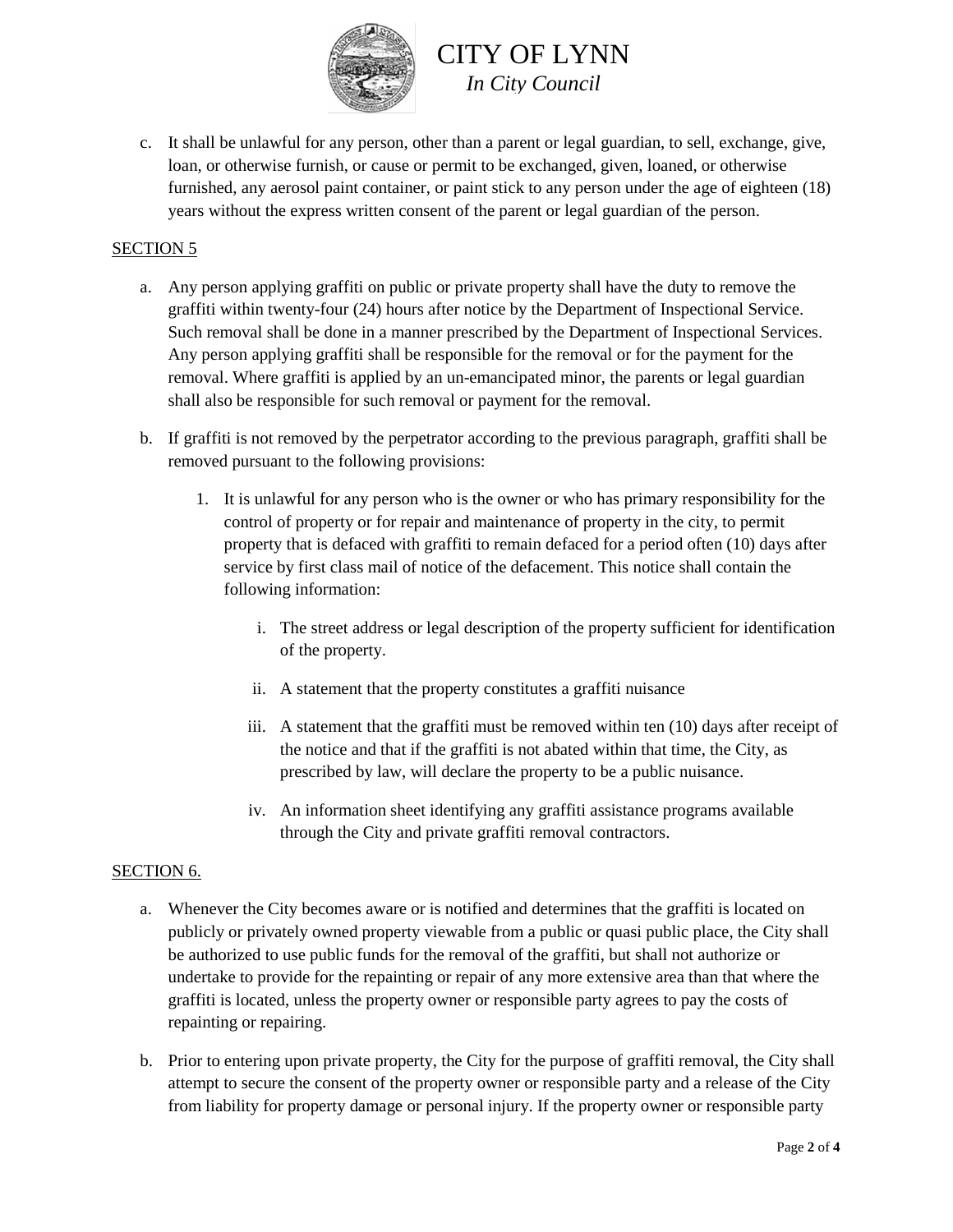c. It shall be unlawful for any person, other than a parent or legal guardian, to sell, exchange, give, loan, or otherwise furnish, or cause or permit to be exchanged, given, loaned, or otherwise furnished, any aerosol paint container, or paint stick to any person under the age of eighteen (18) years without the express written consent of the parent or legal guardian of the person.

SECTION 5

a. Any person applying graffiti on public or private property shall have the duty to remove the graffiti within twenty-four (24) hours after notice by the Department of Inspectional Service. Such removal shall be done in a manner prescribed by the Department of Inspectional Services. Any person applying graffiti shall be responsible for the removal or for the payment for the removal. Where graffiti is applied by an un-emancipated minor, the parents or legal guardian shall also be responsible for such removal or payment for the removal.

b. If graffiti is not removed by the perpetrator according to the previous paragraph, graffiti shall be removed pursuant to the following provisions:

   1. It is unlawful for any person who is the owner or who has primary responsibility for the control of property or for repair and maintenance of property in the city, to permit property that is defaced with graffiti to remain defaced for a period often (10) days after service by first class mail of notice of the defacement. This notice shall contain the following information:

      i. The street address or legal description of the property sufficient for identification of the property.

      ii. A statement that the property constitutes a graffiti nuisance

      iii. A statement that the graffiti must be removed within ten (10) days after receipt of the notice and that if the graffiti is not abated within that time, the City, as prescribed by law, will declare the property to be a public nuisance.

      iv. An information sheet identifying any graffiti assistance programs available through the City and private graffiti removal contractors.

SECTION 6.

a. Whenever the City becomes aware or is notified and determines that the graffiti is located on publicly or privately owned property viewable from a public or quasi public place, the City shall be authorized to use public funds for the removal of the graffiti, but shall not authorize or undertake to provide for the repainting or repair of any more extensive area than that where the graffiti is located, unless the property owner or responsible party agrees to pay the costs of repainting or repairing.

b. Prior to entering upon private property, the City for the purpose of graffiti removal, the City shall attempt to secure the consent of the property owner or responsible party and a release of the City from liability for property damage or personal injury. If the property owner or responsible party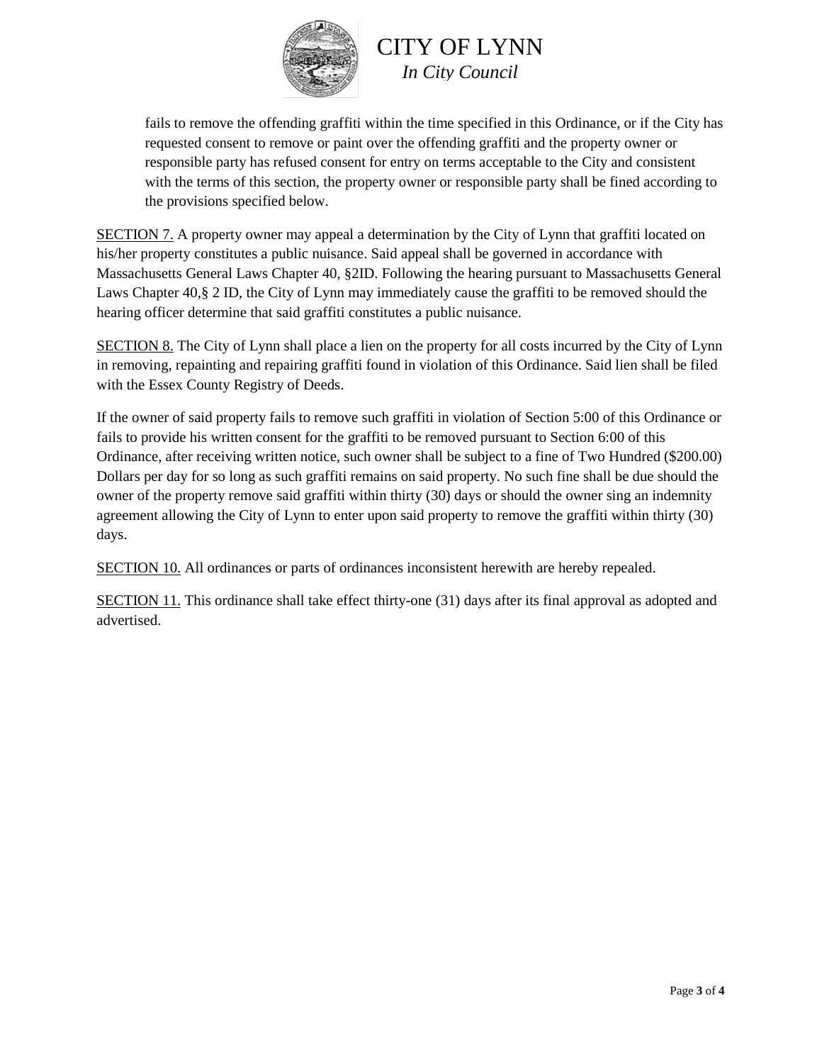fails to remove the offending graffiti within the time specified in this Ordinance, or if the City has requested consent to remove or paint over the offending graffiti and the property owner or responsible party has refused consent for entry on terms acceptable to the City and consistent with the terms of this section, the property owner or responsible party shall be fined according to the provisions specified below.

SECTION 7. A property owner may appeal a determination by the City of Lynn that graffiti located on his/her property constitutes a public nuisance. Said appeal shall be governed in accordance with Massachusetts General Laws Chapter 40, §2ID. Following the hearing pursuant to Massachusetts General Laws Chapter 40,§ 2 ID, the City of Lynn may immediately cause the graffiti to be removed should the hearing officer determine that said graffiti constitutes a public nuisance.

SECTION 8. The City of Lynn shall place a lien on the property for all costs incurred by the City of Lynn in removing, repainting and repairing graffiti found in violation of this Ordinance. Said lien shall be filed with the Essex County Registry of Deeds.

If the owner of said property fails to remove such graffiti in violation of Section 5:00 of this Ordinance or fails to provide his written consent for the graffiti to be removed pursuant to Section 6:00 of this Ordinance, after receiving written notice, such owner shall be subject to a fine of Two Hundred ($200.00) Dollars per day for so long as such graffiti remains on said property. No such fine shall be due should the owner of the property remove said graffiti within thirty (30) days or should the owner sing an indemnity agreement allowing the City of Lynn to enter upon said property to remove the graffiti within thirty (30) days.

SECTION 10. All ordinances or parts of ordinances inconsistent herewith are hereby repealed.

SECTION 11. This ordinance shall take effect thirty-one (31) days after its final approval as adopted and advertised.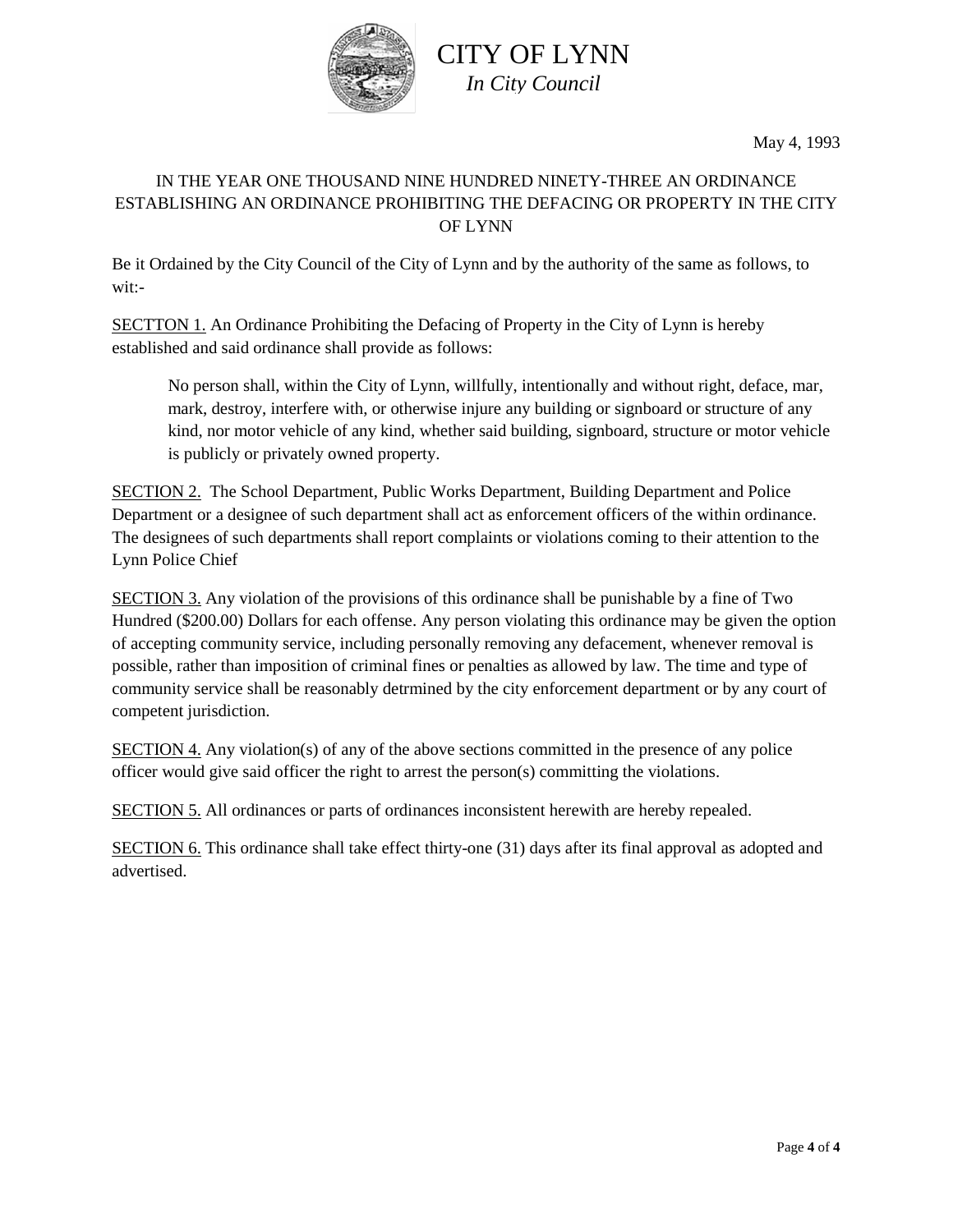# CITY OF LYNN

*In City Council*

May 4, 1993

IN THE YEAR ONE THOUSAND NINE HUNDRED NINETY-THREE AN ORDINANCE ESTABLISHING AN ORDINANCE PROHIBITING THE DEFACING OR PROPERTY IN THE CITY OF LYNN

Be it Ordained by the City Council of the City of Lynn and by the authority of the same as follows, to wit:-

<u>SECTTON 1.</u> An Ordinance Prohibiting the Defacing of Property in the City of Lynn is hereby established and said ordinance shall provide as follows:

> No person shall, within the City of Lynn, willfully, intentionally and without right, deface, mar, mark, destroy, interfere with, or otherwise injure any building or signboard or structure of any kind, nor motor vehicle of any kind, whether said building, signboard, structure or motor vehicle is publicly or privately owned property.

<u>SECTION 2.</u> The School Department, Public Works Department, Building Department and Police Department or a designee of such department shall act as enforcement officers of the within ordinance. The designees of such departments shall report complaints or violations coming to their attention to the Lynn Police Chief

<u>SECTION 3.</u> Any violation of the provisions of this ordinance shall be punishable by a fine of Two Hundred ($200.00) Dollars for each offense. Any person violating this ordinance may be given the option of accepting community service, including personally removing any defacement, whenever removal is possible, rather than imposition of criminal fines or penalties as allowed by law. The time and type of community service shall be reasonably detrmined by the city enforcement department or by any court of competent jurisdiction.

<u>SECTION 4.</u> Any violation(s) of any of the above sections committed in the presence of any police officer would give said officer the right to arrest the person(s) committing the violations.

<u>SECTION 5.</u> All ordinances or parts of ordinances inconsistent herewith are hereby repealed.

<u>SECTION 6.</u> This ordinance shall take effect thirty-one (31) days after its final approval as adopted and advertised.